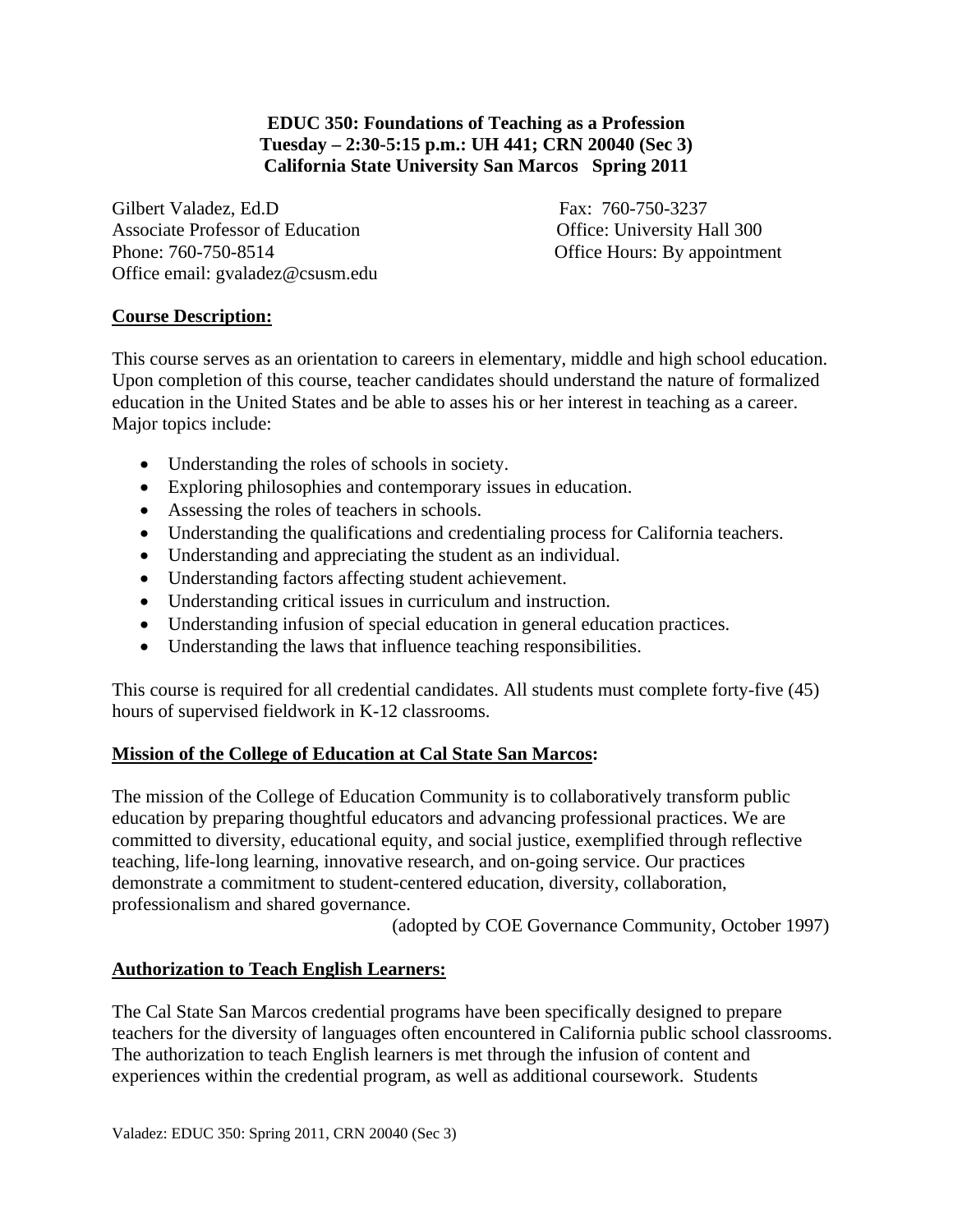**EDUC 350: Foundations of Teaching as a Profession**
**Tuesday – 2:30-5:15 p.m.: UH 441; CRN 20040 (Sec 3)**
**California State University San Marcos Spring 2011**

Gilbert Valadez, Ed.D
Associate Professor of Education
Phone: 760-750-8514
Office email: gvaladez@csusm.edu

Fax: 760-750-3237
Office: University Hall 300
Office Hours: By appointment

## Course Description:

This course serves as an orientation to careers in elementary, middle and high school education. Upon completion of this course, teacher candidates should understand the nature of formalized education in the United States and be able to asses his or her interest in teaching as a career. Major topics include:

- Understanding the roles of schools in society.
- Exploring philosophies and contemporary issues in education.
- Assessing the roles of teachers in schools.
- Understanding the qualifications and credentialing process for California teachers.
- Understanding and appreciating the student as an individual.
- Understanding factors affecting student achievement.
- Understanding critical issues in curriculum and instruction.
- Understanding infusion of special education in general education practices.
- Understanding the laws that influence teaching responsibilities.

This course is required for all credential candidates. All students must complete forty-five (45) hours of supervised fieldwork in K-12 classrooms.

## Mission of the College of Education at Cal State San Marcos:

The mission of the College of Education Community is to collaboratively transform public education by preparing thoughtful educators and advancing professional practices. We are committed to diversity, educational equity, and social justice, exemplified through reflective teaching, life-long learning, innovative research, and on-going service. Our practices demonstrate a commitment to student-centered education, diversity, collaboration, professionalism and shared governance.

(adopted by COE Governance Community, October 1997)

## Authorization to Teach English Learners:

The Cal State San Marcos credential programs have been specifically designed to prepare teachers for the diversity of languages often encountered in California public school classrooms. The authorization to teach English learners is met through the infusion of content and experiences within the credential program, as well as additional coursework. Students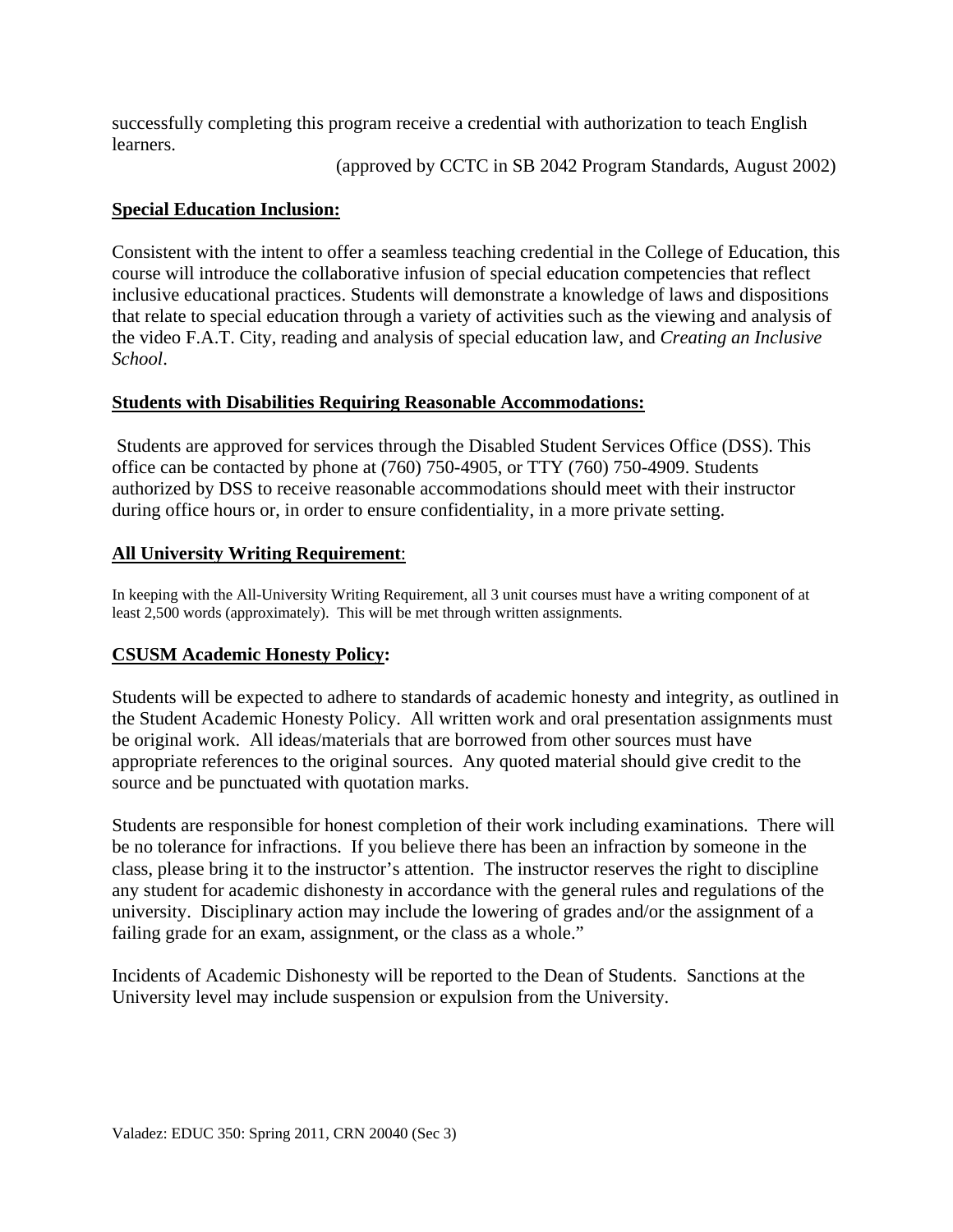successfully completing this program receive a credential with authorization to teach English learners.

(approved by CCTC in SB 2042 Program Standards, August 2002)

**Special Education Inclusion:**

Consistent with the intent to offer a seamless teaching credential in the College of Education, this course will introduce the collaborative infusion of special education competencies that reflect inclusive educational practices. Students will demonstrate a knowledge of laws and dispositions that relate to special education through a variety of activities such as the viewing and analysis of the video F.A.T. City, reading and analysis of special education law, and *Creating an Inclusive School*.

**Students with Disabilities Requiring Reasonable Accommodations:**

Students are approved for services through the Disabled Student Services Office (DSS). This office can be contacted by phone at (760) 750-4905, or TTY (760) 750-4909. Students authorized by DSS to receive reasonable accommodations should meet with their instructor during office hours or, in order to ensure confidentiality, in a more private setting.

**All University Writing Requirement:**

In keeping with the All-University Writing Requirement, all 3 unit courses must have a writing component of at least 2,500 words (approximately). This will be met through written assignments.

**CSUSM Academic Honesty Policy:**

Students will be expected to adhere to standards of academic honesty and integrity, as outlined in the Student Academic Honesty Policy. All written work and oral presentation assignments must be original work. All ideas/materials that are borrowed from other sources must have appropriate references to the original sources. Any quoted material should give credit to the source and be punctuated with quotation marks.

Students are responsible for honest completion of their work including examinations. There will be no tolerance for infractions. If you believe there has been an infraction by someone in the class, please bring it to the instructor's attention. The instructor reserves the right to discipline any student for academic dishonesty in accordance with the general rules and regulations of the university. Disciplinary action may include the lowering of grades and/or the assignment of a failing grade for an exam, assignment, or the class as a whole."

Incidents of Academic Dishonesty will be reported to the Dean of Students. Sanctions at the University level may include suspension or expulsion from the University.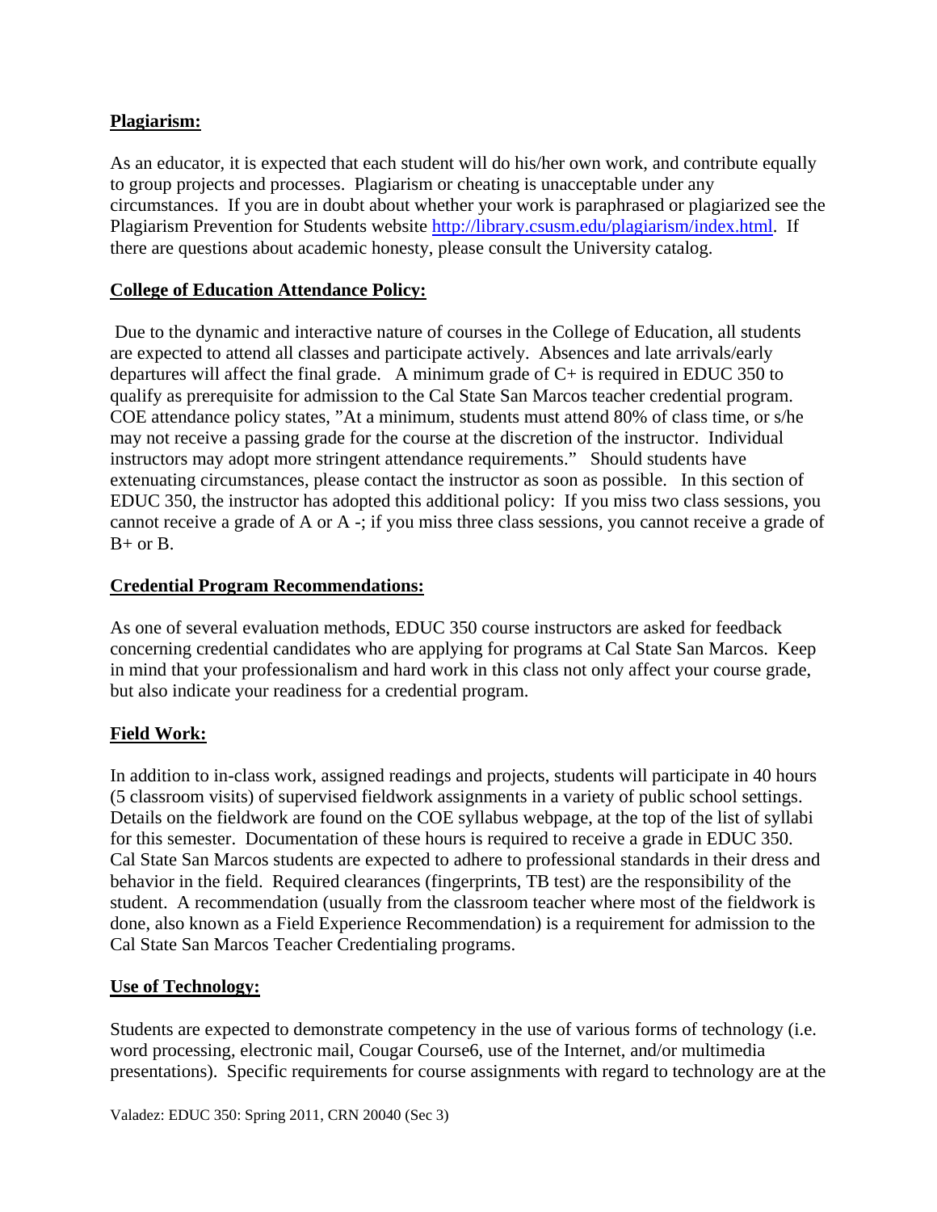**Plagiarism:**

As an educator, it is expected that each student will do his/her own work, and contribute equally to group projects and processes. Plagiarism or cheating is unacceptable under any circumstances. If you are in doubt about whether your work is paraphrased or plagiarized see the Plagiarism Prevention for Students website http://library.csusm.edu/plagiarism/index.html. If there are questions about academic honesty, please consult the University catalog.

**College of Education Attendance Policy:**

Due to the dynamic and interactive nature of courses in the College of Education, all students are expected to attend all classes and participate actively. Absences and late arrivals/early departures will affect the final grade. A minimum grade of C+ is required in EDUC 350 to qualify as prerequisite for admission to the Cal State San Marcos teacher credential program. COE attendance policy states, "At a minimum, students must attend 80% of class time, or s/he may not receive a passing grade for the course at the discretion of the instructor. Individual instructors may adopt more stringent attendance requirements." Should students have extenuating circumstances, please contact the instructor as soon as possible. In this section of EDUC 350, the instructor has adopted this additional policy: If you miss two class sessions, you cannot receive a grade of A or A -; if you miss three class sessions, you cannot receive a grade of B+ or B.

**Credential Program Recommendations:**

As one of several evaluation methods, EDUC 350 course instructors are asked for feedback concerning credential candidates who are applying for programs at Cal State San Marcos. Keep in mind that your professionalism and hard work in this class not only affect your course grade, but also indicate your readiness for a credential program.

**Field Work:**

In addition to in-class work, assigned readings and projects, students will participate in 40 hours (5 classroom visits) of supervised fieldwork assignments in a variety of public school settings. Details on the fieldwork are found on the COE syllabus webpage, at the top of the list of syllabi for this semester. Documentation of these hours is required to receive a grade in EDUC 350. Cal State San Marcos students are expected to adhere to professional standards in their dress and behavior in the field. Required clearances (fingerprints, TB test) are the responsibility of the student. A recommendation (usually from the classroom teacher where most of the fieldwork is done, also known as a Field Experience Recommendation) is a requirement for admission to the Cal State San Marcos Teacher Credentialing programs.

**Use of Technology:**

Students are expected to demonstrate competency in the use of various forms of technology (i.e. word processing, electronic mail, Cougar Course6, use of the Internet, and/or multimedia presentations). Specific requirements for course assignments with regard to technology are at the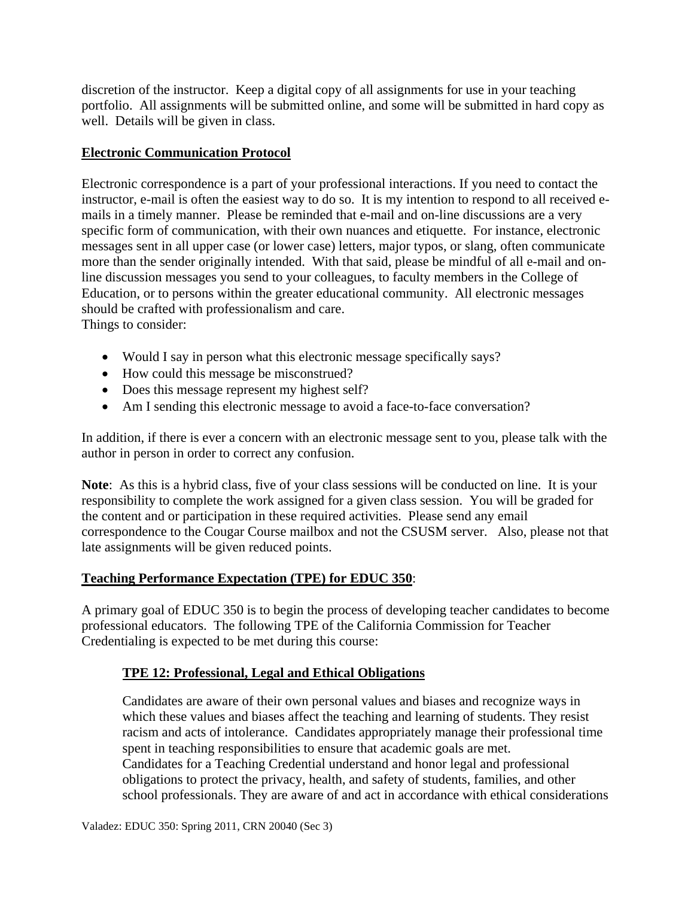discretion of the instructor. Keep a digital copy of all assignments for use in your teaching portfolio. All assignments will be submitted online, and some will be submitted in hard copy as well. Details will be given in class.

## Electronic Communication Protocol

Electronic correspondence is a part of your professional interactions. If you need to contact the instructor, e-mail is often the easiest way to do so. It is my intention to respond to all received e-mails in a timely manner. Please be reminded that e-mail and on-line discussions are a very specific form of communication, with their own nuances and etiquette. For instance, electronic messages sent in all upper case (or lower case) letters, major typos, or slang, often communicate more than the sender originally intended. With that said, please be mindful of all e-mail and on-line discussion messages you send to your colleagues, to faculty members in the College of Education, or to persons within the greater educational community. All electronic messages should be crafted with professionalism and care.
Things to consider:

- Would I say in person what this electronic message specifically says?
- How could this message be misconstrued?
- Does this message represent my highest self?
- Am I sending this electronic message to avoid a face-to-face conversation?

In addition, if there is ever a concern with an electronic message sent to you, please talk with the author in person in order to correct any confusion.

**Note**: As this is a hybrid class, five of your class sessions will be conducted on line. It is your responsibility to complete the work assigned for a given class session. You will be graded for the content and or participation in these required activities. Please send any email correspondence to the Cougar Course mailbox and not the CSUSM server. Also, please not that late assignments will be given reduced points.

## Teaching Performance Expectation (TPE) for EDUC 350:

A primary goal of EDUC 350 is to begin the process of developing teacher candidates to become professional educators. The following TPE of the California Commission for Teacher Credentialing is expected to be met during this course:

### TPE 12: Professional, Legal and Ethical Obligations

Candidates are aware of their own personal values and biases and recognize ways in which these values and biases affect the teaching and learning of students. They resist racism and acts of intolerance. Candidates appropriately manage their professional time spent in teaching responsibilities to ensure that academic goals are met.
Candidates for a Teaching Credential understand and honor legal and professional obligations to protect the privacy, health, and safety of students, families, and other school professionals. They are aware of and act in accordance with ethical considerations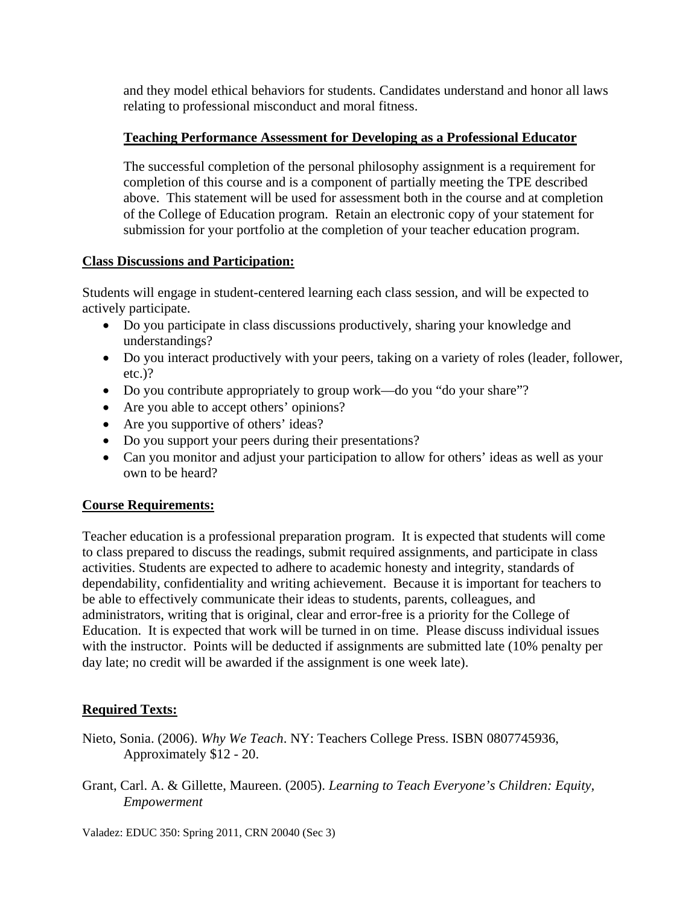and they model ethical behaviors for students. Candidates understand and honor all laws relating to professional misconduct and moral fitness.

**Teaching Performance Assessment for Developing as a Professional Educator**

The successful completion of the personal philosophy assignment is a requirement for completion of this course and is a component of partially meeting the TPE described above. This statement will be used for assessment both in the course and at completion of the College of Education program. Retain an electronic copy of your statement for submission for your portfolio at the completion of your teacher education program.

## Class Discussions and Participation:

Students will engage in student-centered learning each class session, and will be expected to actively participate.

- Do you participate in class discussions productively, sharing your knowledge and understandings?
- Do you interact productively with your peers, taking on a variety of roles (leader, follower, etc.)?
- Do you contribute appropriately to group work—do you "do your share"?
- Are you able to accept others' opinions?
- Are you supportive of others' ideas?
- Do you support your peers during their presentations?
- Can you monitor and adjust your participation to allow for others' ideas as well as your own to be heard?

## Course Requirements:

Teacher education is a professional preparation program. It is expected that students will come to class prepared to discuss the readings, submit required assignments, and participate in class activities. Students are expected to adhere to academic honesty and integrity, standards of dependability, confidentiality and writing achievement. Because it is important for teachers to be able to effectively communicate their ideas to students, parents, colleagues, and administrators, writing that is original, clear and error-free is a priority for the College of Education. It is expected that work will be turned in on time. Please discuss individual issues with the instructor. Points will be deducted if assignments are submitted late (10% penalty per day late; no credit will be awarded if the assignment is one week late).

## Required Texts:

Nieto, Sonia. (2006). *Why We Teach*. NY: Teachers College Press. ISBN 0807745936, Approximately $12 - 20.

Grant, Carl. A. & Gillette, Maureen. (2005). *Learning to Teach Everyone's Children: Equity, Empowerment*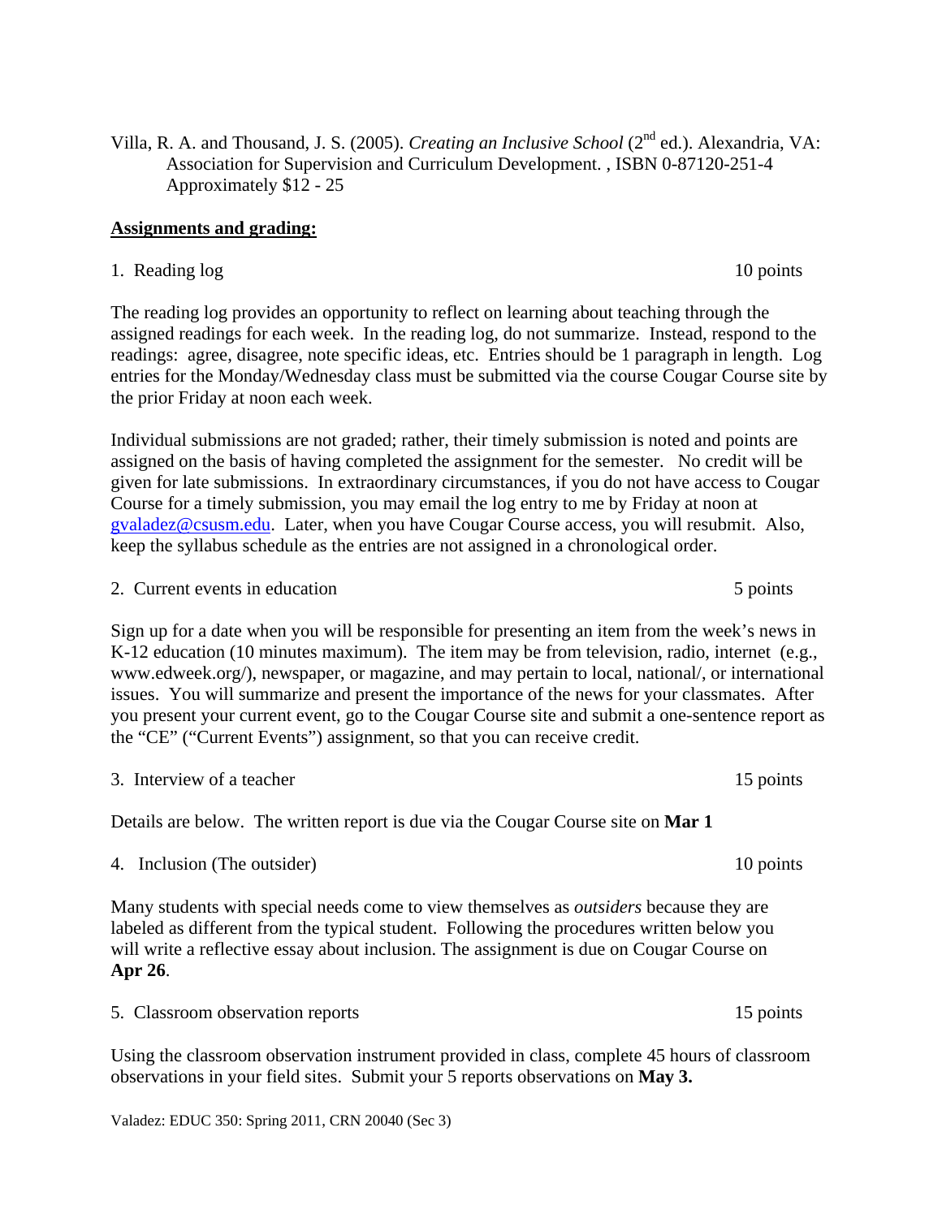Villa, R. A. and Thousand, J. S. (2005). *Creating an Inclusive School* (2nd ed.). Alexandria, VA: Association for Supervision and Curriculum Development. , ISBN 0-87120-251-4 Approximately $12 - 25

**Assignments and grading:**

1. Reading log 10 points

The reading log provides an opportunity to reflect on learning about teaching through the assigned readings for each week. In the reading log, do not summarize. Instead, respond to the readings: agree, disagree, note specific ideas, etc. Entries should be 1 paragraph in length. Log entries for the Monday/Wednesday class must be submitted via the course Cougar Course site by the prior Friday at noon each week.

Individual submissions are not graded; rather, their timely submission is noted and points are assigned on the basis of having completed the assignment for the semester. No credit will be given for late submissions. In extraordinary circumstances, if you do not have access to Cougar Course for a timely submission, you may email the log entry to me by Friday at noon at gvaladez@csusm.edu. Later, when you have Cougar Course access, you will resubmit. Also, keep the syllabus schedule as the entries are not assigned in a chronological order.

2. Current events in education 5 points

Sign up for a date when you will be responsible for presenting an item from the week's news in K-12 education (10 minutes maximum). The item may be from television, radio, internet (e.g., www.edweek.org/), newspaper, or magazine, and may pertain to local, national/, or international issues. You will summarize and present the importance of the news for your classmates. After you present your current event, go to the Cougar Course site and submit a one-sentence report as the "CE" ("Current Events") assignment, so that you can receive credit.

3. Interview of a teacher 15 points

Details are below. The written report is due via the Cougar Course site on **Mar 1**

4. Inclusion (The outsider) 10 points

Many students with special needs come to view themselves as *outsiders* because they are labeled as different from the typical student. Following the procedures written below you will write a reflective essay about inclusion. The assignment is due on Cougar Course on **Apr 26**.

5. Classroom observation reports 15 points

Using the classroom observation instrument provided in class, complete 45 hours of classroom observations in your field sites. Submit your 5 reports observations on **May 3.**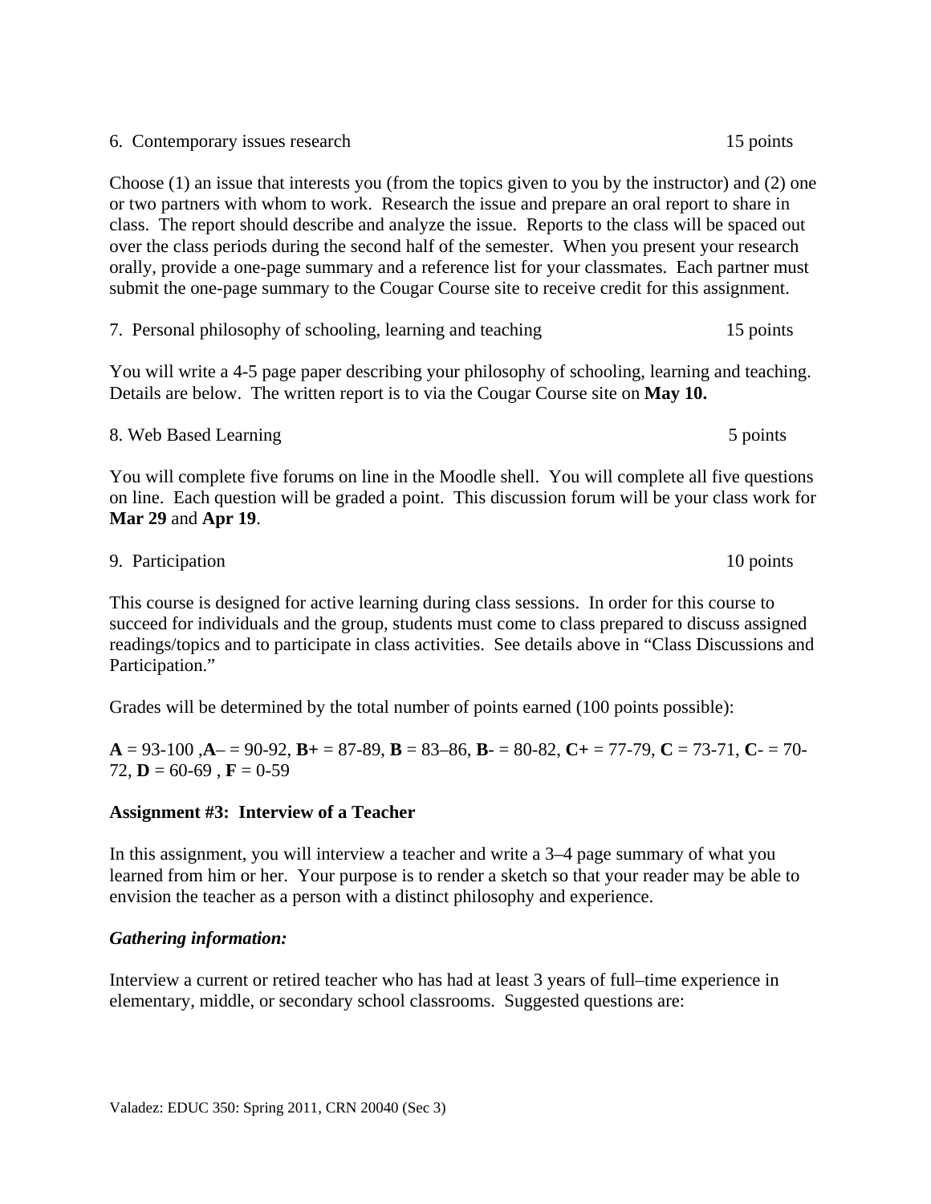6. Contemporary issues research 15 points

Choose (1) an issue that interests you (from the topics given to you by the instructor) and (2) one or two partners with whom to work. Research the issue and prepare an oral report to share in class. The report should describe and analyze the issue. Reports to the class will be spaced out over the class periods during the second half of the semester. When you present your research orally, provide a one-page summary and a reference list for your classmates. Each partner must submit the one-page summary to the Cougar Course site to receive credit for this assignment.

7. Personal philosophy of schooling, learning and teaching 15 points

You will write a 4-5 page paper describing your philosophy of schooling, learning and teaching. Details are below. The written report is to via the Cougar Course site on **May 10.**

8. Web Based Learning 5 points

You will complete five forums on line in the Moodle shell. You will complete all five questions on line. Each question will be graded a point. This discussion forum will be your class work for **Mar 29** and **Apr 19**.

9. Participation 10 points

This course is designed for active learning during class sessions. In order for this course to succeed for individuals and the group, students must come to class prepared to discuss assigned readings/topics and to participate in class activities. See details above in "Class Discussions and Participation."

Grades will be determined by the total number of points earned (100 points possible):

**A** = 93-100 ,**A**– = 90-92, **B+** = 87-89, **B** = 83–86, **B**- = 80-82, **C+** = 77-79, **C** = 73-71, **C**- = 70-72, **D** = 60-69 , **F** = 0-59

**Assignment #3: Interview of a Teacher**

In this assignment, you will interview a teacher and write a 3–4 page summary of what you learned from him or her. Your purpose is to render a sketch so that your reader may be able to envision the teacher as a person with a distinct philosophy and experience.

***Gathering information:***

Interview a current or retired teacher who has had at least 3 years of full–time experience in elementary, middle, or secondary school classrooms. Suggested questions are: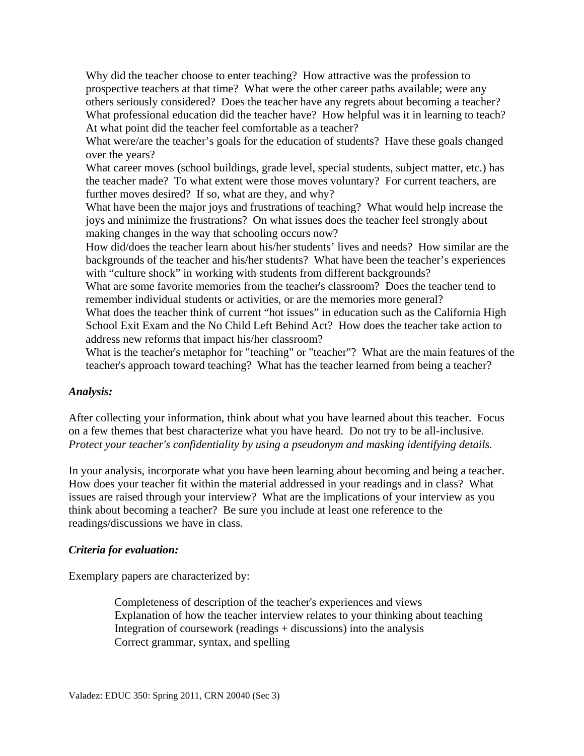Why did the teacher choose to enter teaching? How attractive was the profession to prospective teachers at that time? What were the other career paths available; were any others seriously considered? Does the teacher have any regrets about becoming a teacher?

What professional education did the teacher have? How helpful was it in learning to teach? At what point did the teacher feel comfortable as a teacher?

What were/are the teacher's goals for the education of students? Have these goals changed over the years?

What career moves (school buildings, grade level, special students, subject matter, etc.) has the teacher made? To what extent were those moves voluntary? For current teachers, are further moves desired? If so, what are they, and why?

What have been the major joys and frustrations of teaching? What would help increase the joys and minimize the frustrations? On what issues does the teacher feel strongly about making changes in the way that schooling occurs now?

How did/does the teacher learn about his/her students' lives and needs? How similar are the backgrounds of the teacher and his/her students? What have been the teacher's experiences with "culture shock" in working with students from different backgrounds?

What are some favorite memories from the teacher's classroom? Does the teacher tend to remember individual students or activities, or are the memories more general?

What does the teacher think of current "hot issues" in education such as the California High School Exit Exam and the No Child Left Behind Act? How does the teacher take action to address new reforms that impact his/her classroom?

What is the teacher's metaphor for "teaching" or "teacher"? What are the main features of the teacher's approach toward teaching? What has the teacher learned from being a teacher?

***Analysis:***

After collecting your information, think about what you have learned about this teacher. Focus on a few themes that best characterize what you have heard. Do not try to be all-inclusive. *Protect your teacher's confidentiality by using a pseudonym and masking identifying details.*

In your analysis, incorporate what you have been learning about becoming and being a teacher. How does your teacher fit within the material addressed in your readings and in class? What issues are raised through your interview? What are the implications of your interview as you think about becoming a teacher? Be sure you include at least one reference to the readings/discussions we have in class.

***Criteria for evaluation:***

Exemplary papers are characterized by:

Completeness of description of the teacher's experiences and views
Explanation of how the teacher interview relates to your thinking about teaching
Integration of coursework (readings + discussions) into the analysis
Correct grammar, syntax, and spelling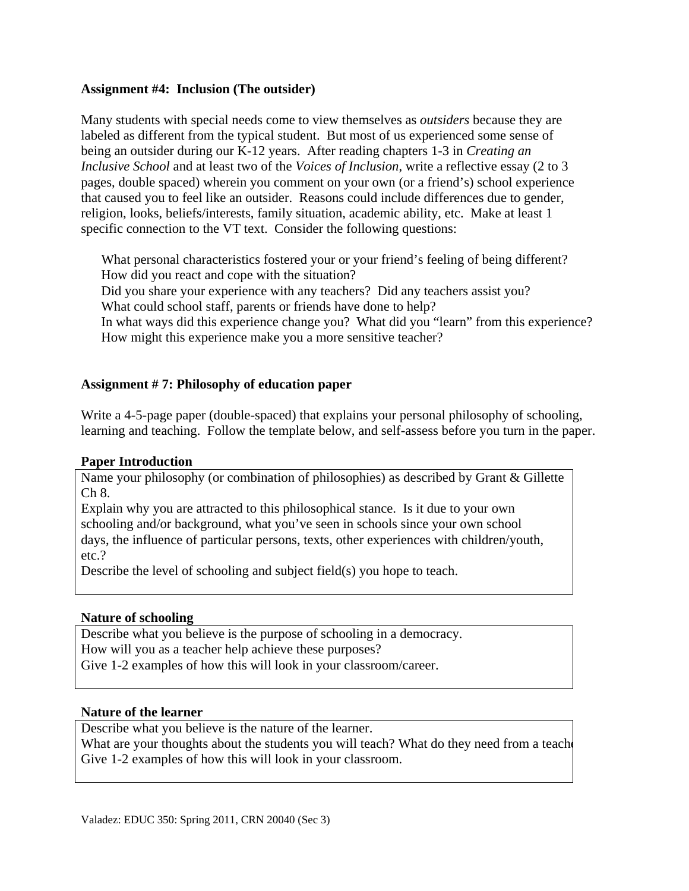**Assignment #4: Inclusion (The outsider)**

Many students with special needs come to view themselves as *outsiders* because they are labeled as different from the typical student. But most of us experienced some sense of being an outsider during our K-12 years. After reading chapters 1-3 in *Creating an Inclusive School* and at least two of the *Voices of Inclusion*, write a reflective essay (2 to 3 pages, double spaced) wherein you comment on your own (or a friend's) school experience that caused you to feel like an outsider. Reasons could include differences due to gender, religion, looks, beliefs/interests, family situation, academic ability, etc. Make at least 1 specific connection to the VT text. Consider the following questions:

- What personal characteristics fostered your or your friend's feeling of being different?
- How did you react and cope with the situation?
- Did you share your experience with any teachers? Did any teachers assist you?
- What could school staff, parents or friends have done to help?
- In what ways did this experience change you? What did you "learn" from this experience?
- How might this experience make you a more sensitive teacher?

**Assignment # 7: Philosophy of education paper**

Write a 4-5-page paper (double-spaced) that explains your personal philosophy of schooling, learning and teaching. Follow the template below, and self-assess before you turn in the paper.

**Paper Introduction**

| Name your philosophy (or combination of philosophies) as described by Grant & Gillette Ch 8.<br>Explain why you are attracted to this philosophical stance. Is it due to your own schooling and/or background, what you've seen in schools since your own school days, the influence of particular persons, texts, other experiences with children/youth, etc.?<br>Describe the level of schooling and subject field(s) you hope to teach. |
|---|

**Nature of schooling**

| Describe what you believe is the purpose of schooling in a democracy.<br>How will you as a teacher help achieve these purposes?<br>Give 1-2 examples of how this will look in your classroom/career. |
|---|

**Nature of the learner**

| Describe what you believe is the nature of the learner.<br>What are your thoughts about the students you will teach? What do they need from a teach<br>Give 1-2 examples of how this will look in your classroom. |
|---|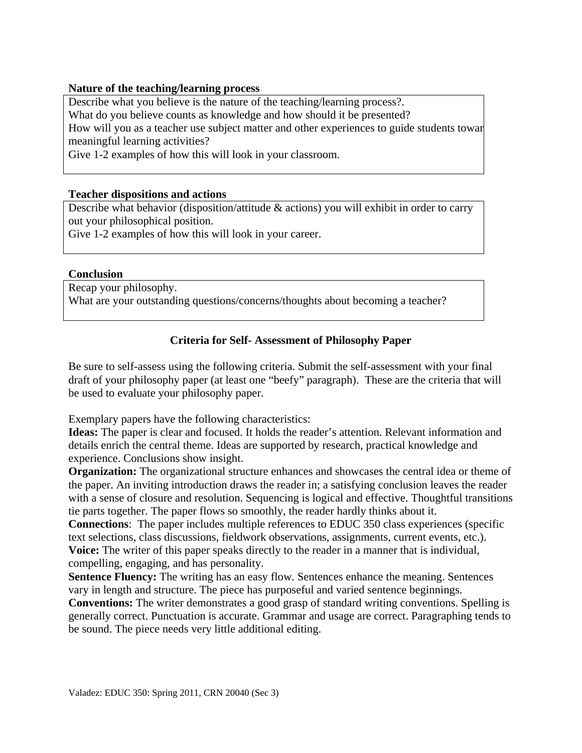**Nature of the teaching/learning process**

Describe what you believe is the nature of the teaching/learning process?.
What do you believe counts as knowledge and how should it be presented?
How will you as a teacher use subject matter and other experiences to guide students towar meaningful learning activities?
Give 1-2 examples of how this will look in your classroom.

**Teacher dispositions and actions**

Describe what behavior (disposition/attitude & actions) you will exhibit in order to carry out your philosophical position.
Give 1-2 examples of how this will look in your career.

**Conclusion**

Recap your philosophy.
What are your outstanding questions/concerns/thoughts about becoming a teacher?

## Criteria for Self- Assessment of Philosophy Paper

Be sure to self-assess using the following criteria. Submit the self-assessment with your final draft of your philosophy paper (at least one "beefy" paragraph). These are the criteria that will be used to evaluate your philosophy paper.

Exemplary papers have the following characteristics:

**Ideas:** The paper is clear and focused. It holds the reader's attention. Relevant information and details enrich the central theme. Ideas are supported by research, practical knowledge and experience. Conclusions show insight.

**Organization:** The organizational structure enhances and showcases the central idea or theme of the paper. An inviting introduction draws the reader in; a satisfying conclusion leaves the reader with a sense of closure and resolution. Sequencing is logical and effective. Thoughtful transitions tie parts together. The paper flows so smoothly, the reader hardly thinks about it.

**Connections**: The paper includes multiple references to EDUC 350 class experiences (specific text selections, class discussions, fieldwork observations, assignments, current events, etc.).

**Voice:** The writer of this paper speaks directly to the reader in a manner that is individual, compelling, engaging, and has personality.

**Sentence Fluency:** The writing has an easy flow. Sentences enhance the meaning. Sentences vary in length and structure. The piece has purposeful and varied sentence beginnings.

**Conventions:** The writer demonstrates a good grasp of standard writing conventions. Spelling is generally correct. Punctuation is accurate. Grammar and usage are correct. Paragraphing tends to be sound. The piece needs very little additional editing.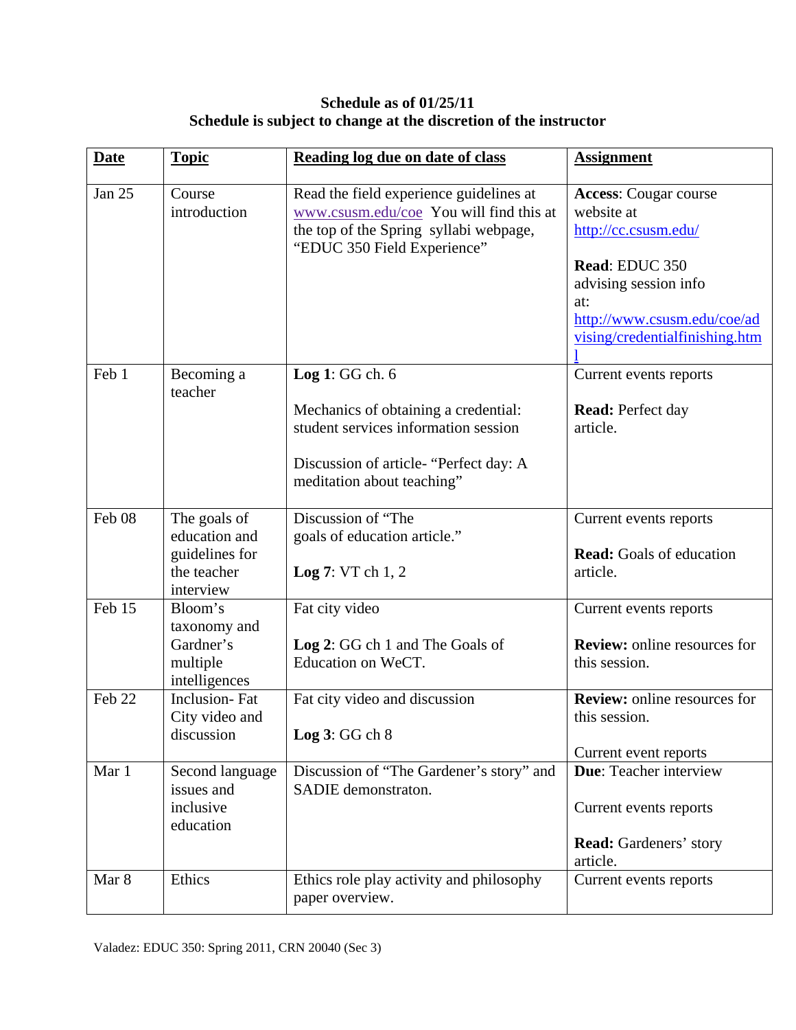**Schedule as of 01/25/11**
**Schedule is subject to change at the discretion of the instructor**

| Date | Topic | Reading log due on date of class | Assignment |
|---|---|---|---|
| Jan 25 | Course introduction | Read the field experience guidelines at www.csusm.edu/coe You will find this at the top of the Spring syllabi webpage, "EDUC 350 Field Experience" | **Access**: Cougar course website at http://cc.csusm.edu/ <br><br> **Read**: EDUC 350 advising session info at: http://www.csusm.edu/coe/advising/credentialfinishing.html |
| Feb 1 | Becoming a teacher | **Log 1**: GG ch. 6 <br><br> Mechanics of obtaining a credential: student services information session <br><br> Discussion of article- "Perfect day: A meditation about teaching" | Current events reports <br><br> **Read:** Perfect day article. |
| Feb 08 | The goals of education and guidelines for the teacher interview | Discussion of "The goals of education article." <br><br> **Log 7**: VT ch 1, 2 | Current events reports <br><br> **Read:** Goals of education article. |
| Feb 15 | Bloom's taxonomy and Gardner's multiple intelligences | Fat city video <br><br> **Log 2**: GG ch 1 and The Goals of Education on WeCT. | Current events reports <br><br> **Review:** online resources for this session. |
| Feb 22 | Inclusion- Fat City video and discussion | Fat city video and discussion <br><br> **Log 3**: GG ch 8 | **Review:** online resources for this session. <br><br> Current event reports |
| Mar 1 | Second language issues and inclusive education | Discussion of "The Gardener's story" and SADIE demonstraton. | **Due**: Teacher interview <br><br> Current events reports <br><br> **Read:** Gardeners' story article. |
| Mar 8 | Ethics | Ethics role play activity and philosophy paper overview. | Current events reports |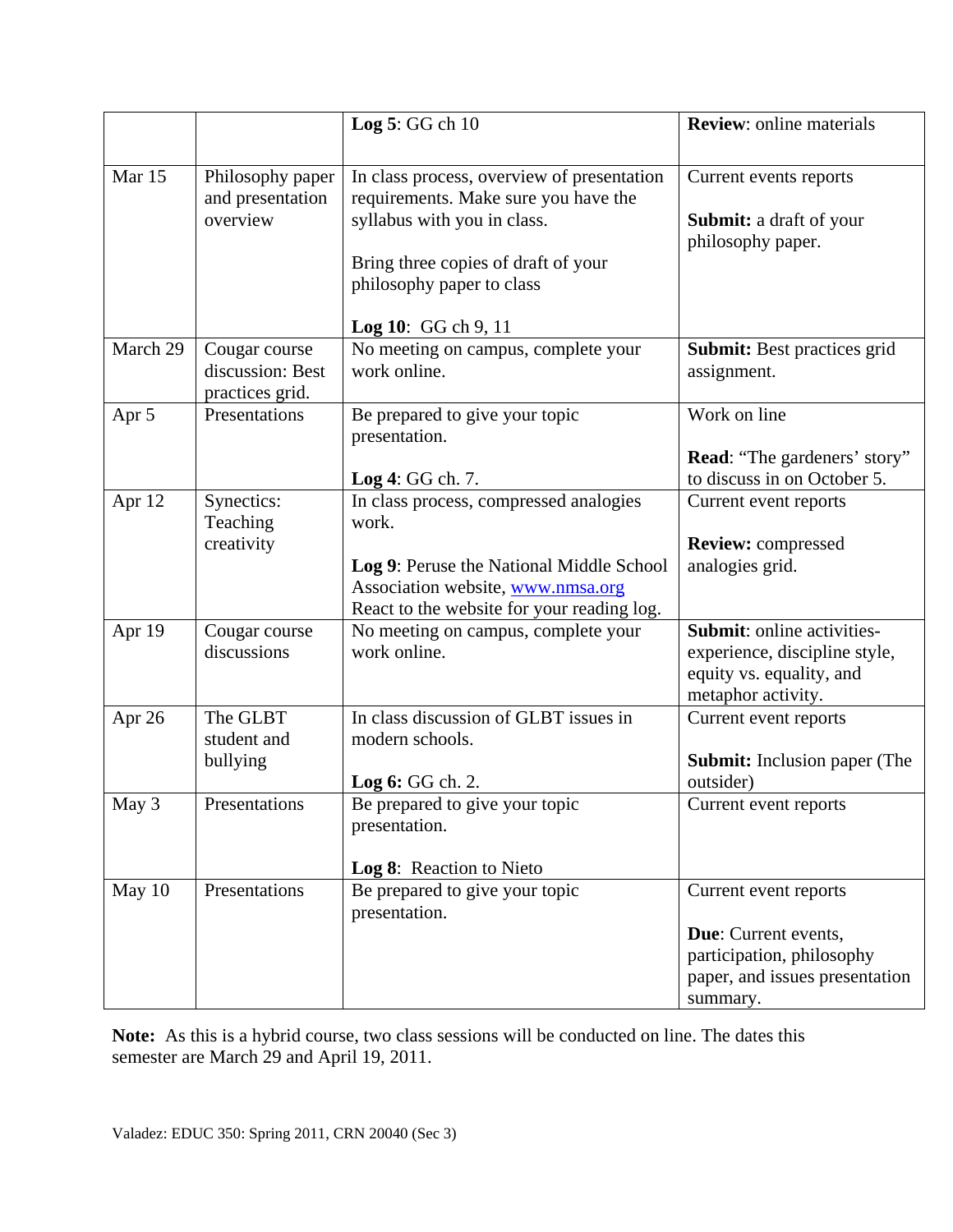| | | | |
|---|---|---|---|
| | | **Log 5**: GG ch 10 | **Review**: online materials |
| Mar 15 | Philosophy paper and presentation overview | In class process, overview of presentation requirements. Make sure you have the syllabus with you in class.<br><br>Bring three copies of draft of your philosophy paper to class<br><br>**Log 10**: GG ch 9, 11 | Current events reports<br><br>**Submit:** a draft of your philosophy paper. |
| March 29 | Cougar course discussion: Best practices grid. | No meeting on campus, complete your work online. | **Submit:** Best practices grid assignment. |
| Apr 5 | Presentations | Be prepared to give your topic presentation.<br><br>**Log 4**: GG ch. 7. | Work on line<br><br>**Read**: "The gardeners' story" to discuss in on October 5. |
| Apr 12 | Synectics: Teaching creativity | In class process, compressed analogies work.<br><br>**Log 9**: Peruse the National Middle School Association website, [www.nmsa.org](http://www.nmsa.org) React to the website for your reading log. | Current event reports<br><br>**Review:** compressed analogies grid. |
| Apr 19 | Cougar course discussions | No meeting on campus, complete your work online. | **Submit**: online activities- experience, discipline style, equity vs. equality, and metaphor activity. |
| Apr 26 | The GLBT student and bullying | In class discussion of GLBT issues in modern schools.<br><br>**Log 6:** GG ch. 2. | Current event reports<br><br>**Submit:** Inclusion paper (The outsider) |
| May 3 | Presentations | Be prepared to give your topic presentation.<br><br>**Log 8**: Reaction to Nieto | Current event reports |
| May 10 | Presentations | Be prepared to give your topic presentation. | Current event reports<br><br>**Due**: Current events, participation, philosophy paper, and issues presentation summary. |

**Note:** As this is a hybrid course, two class sessions will be conducted on line. The dates this semester are March 29 and April 19, 2011.